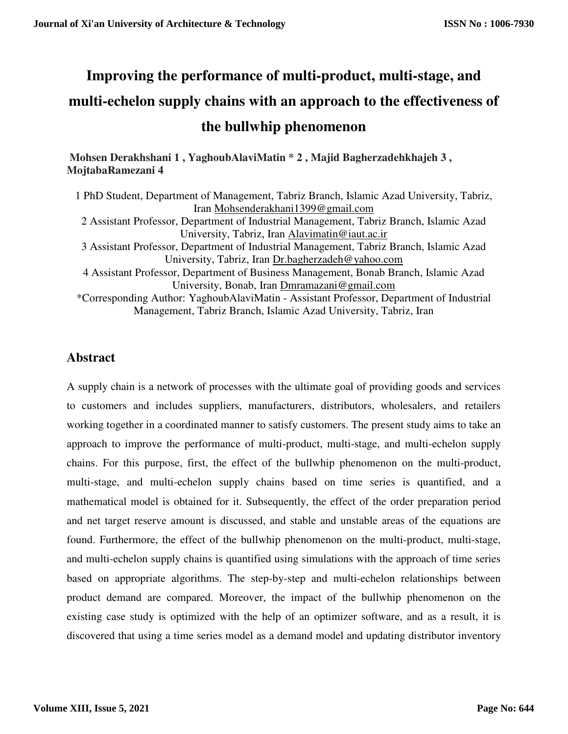# Improving the performance of multi-product, multi-stage, and multi-echelon supply chains with an approach to the effectiveness of the bullwhip phenomenon

**Mohsen Derakhshani 1 , YaghoubAlaviMatin * 2 , Majid Bagherzadehkhajeh 3 , MojtabaRamezani 4**

1 PhD Student, Department of Management, Tabriz Branch, Islamic Azad University, Tabriz, Iran Mohsenderakhani1399@gmail.com

2 Assistant Professor, Department of Industrial Management, Tabriz Branch, Islamic Azad University, Tabriz, Iran Alavimatin@iaut.ac.ir

3 Assistant Professor, Department of Industrial Management, Tabriz Branch, Islamic Azad University, Tabriz, Iran Dr.bagherzadeh@yahoo.com

4 Assistant Professor, Department of Business Management, Bonab Branch, Islamic Azad University, Bonab, Iran Dmramazani@gmail.com

*Corresponding Author: YaghoubAlaviMatin - Assistant Professor, Department of Industrial Management, Tabriz Branch, Islamic Azad University, Tabriz, Iran

## Abstract

A supply chain is a network of processes with the ultimate goal of providing goods and services to customers and includes suppliers, manufacturers, distributors, wholesalers, and retailers working together in a coordinated manner to satisfy customers. The present study aims to take an approach to improve the performance of multi-product, multi-stage, and multi-echelon supply chains. For this purpose, first, the effect of the bullwhip phenomenon on the multi-product, multi-stage, and multi-echelon supply chains based on time series is quantified, and a mathematical model is obtained for it. Subsequently, the effect of the order preparation period and net target reserve amount is discussed, and stable and unstable areas of the equations are found. Furthermore, the effect of the bullwhip phenomenon on the multi-product, multi-stage, and multi-echelon supply chains is quantified using simulations with the approach of time series based on appropriate algorithms. The step-by-step and multi-echelon relationships between product demand are compared. Moreover, the impact of the bullwhip phenomenon on the existing case study is optimized with the help of an optimizer software, and as a result, it is discovered that using a time series model as a demand model and updating distributor inventory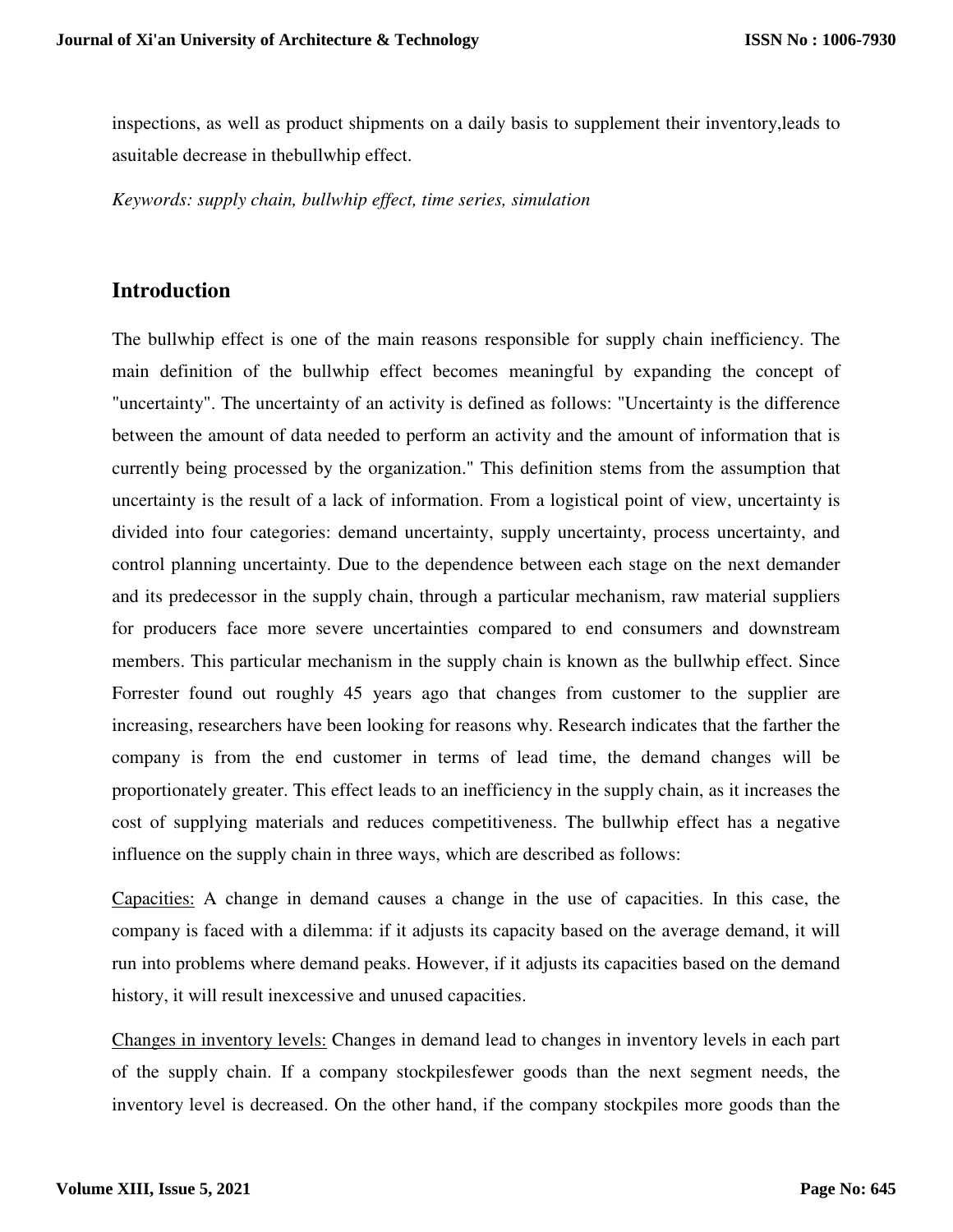inspections, as well as product shipments on a daily basis to supplement their inventory,leads to asuitable decrease in thebullwhip effect.

*Keywords: supply chain, bullwhip effect, time series, simulation*

## Introduction

The bullwhip effect is one of the main reasons responsible for supply chain inefficiency. The main definition of the bullwhip effect becomes meaningful by expanding the concept of "uncertainty". The uncertainty of an activity is defined as follows: "Uncertainty is the difference between the amount of data needed to perform an activity and the amount of information that is currently being processed by the organization." This definition stems from the assumption that uncertainty is the result of a lack of information. From a logistical point of view, uncertainty is divided into four categories: demand uncertainty, supply uncertainty, process uncertainty, and control planning uncertainty. Due to the dependence between each stage on the next demander and its predecessor in the supply chain, through a particular mechanism, raw material suppliers for producers face more severe uncertainties compared to end consumers and downstream members. This particular mechanism in the supply chain is known as the bullwhip effect. Since Forrester found out roughly 45 years ago that changes from customer to the supplier are increasing, researchers have been looking for reasons why. Research indicates that the farther the company is from the end customer in terms of lead time, the demand changes will be proportionately greater. This effect leads to an inefficiency in the supply chain, as it increases the cost of supplying materials and reduces competitiveness. The bullwhip effect has a negative influence on the supply chain in three ways, which are described as follows:

Capacities: A change in demand causes a change in the use of capacities. In this case, the company is faced with a dilemma: if it adjusts its capacity based on the average demand, it will run into problems where demand peaks. However, if it adjusts its capacities based on the demand history, it will result inexcessive and unused capacities.

Changes in inventory levels: Changes in demand lead to changes in inventory levels in each part of the supply chain. If a company stockpilesfewer goods than the next segment needs, the inventory level is decreased. On the other hand, if the company stockpiles more goods than the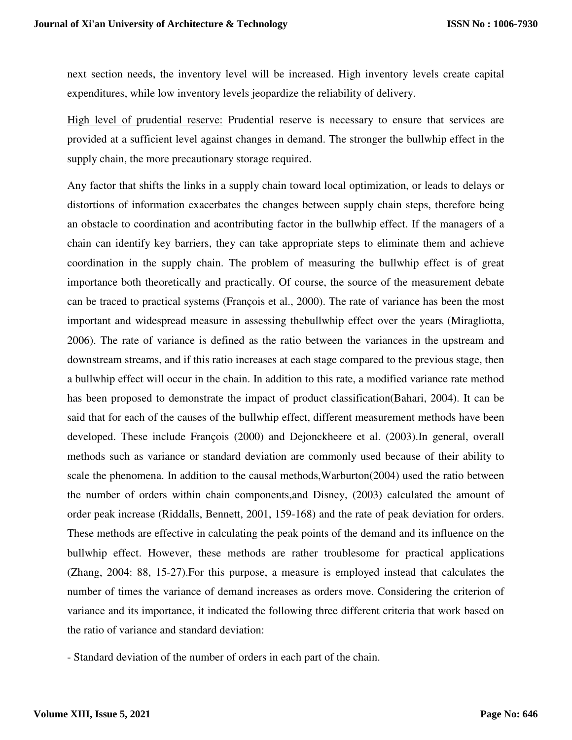next section needs, the inventory level will be increased. High inventory levels create capital expenditures, while low inventory levels jeopardize the reliability of delivery.

High level of prudential reserve: Prudential reserve is necessary to ensure that services are provided at a sufficient level against changes in demand. The stronger the bullwhip effect in the supply chain, the more precautionary storage required.

Any factor that shifts the links in a supply chain toward local optimization, or leads to delays or distortions of information exacerbates the changes between supply chain steps, therefore being an obstacle to coordination and acontributing factor in the bullwhip effect. If the managers of a chain can identify key barriers, they can take appropriate steps to eliminate them and achieve coordination in the supply chain. The problem of measuring the bullwhip effect is of great importance both theoretically and practically. Of course, the source of the measurement debate can be traced to practical systems (François et al., 2000). The rate of variance has been the most important and widespread measure in assessing thebullwhip effect over the years (Miragliotta, 2006). The rate of variance is defined as the ratio between the variances in the upstream and downstream streams, and if this ratio increases at each stage compared to the previous stage, then a bullwhip effect will occur in the chain. In addition to this rate, a modified variance rate method has been proposed to demonstrate the impact of product classification(Bahari, 2004). It can be said that for each of the causes of the bullwhip effect, different measurement methods have been developed. These include François (2000) and Dejonckheere et al. (2003).In general, overall methods such as variance or standard deviation are commonly used because of their ability to scale the phenomena. In addition to the causal methods,Warburton(2004) used the ratio between the number of orders within chain components,and Disney, (2003) calculated the amount of order peak increase (Riddalls, Bennett, 2001, 159-168) and the rate of peak deviation for orders. These methods are effective in calculating the peak points of the demand and its influence on the bullwhip effect. However, these methods are rather troublesome for practical applications (Zhang, 2004: 88, 15-27).For this purpose, a measure is employed instead that calculates the number of times the variance of demand increases as orders move. Considering the criterion of variance and its importance, it indicated the following three different criteria that work based on the ratio of variance and standard deviation:

- Standard deviation of the number of orders in each part of the chain.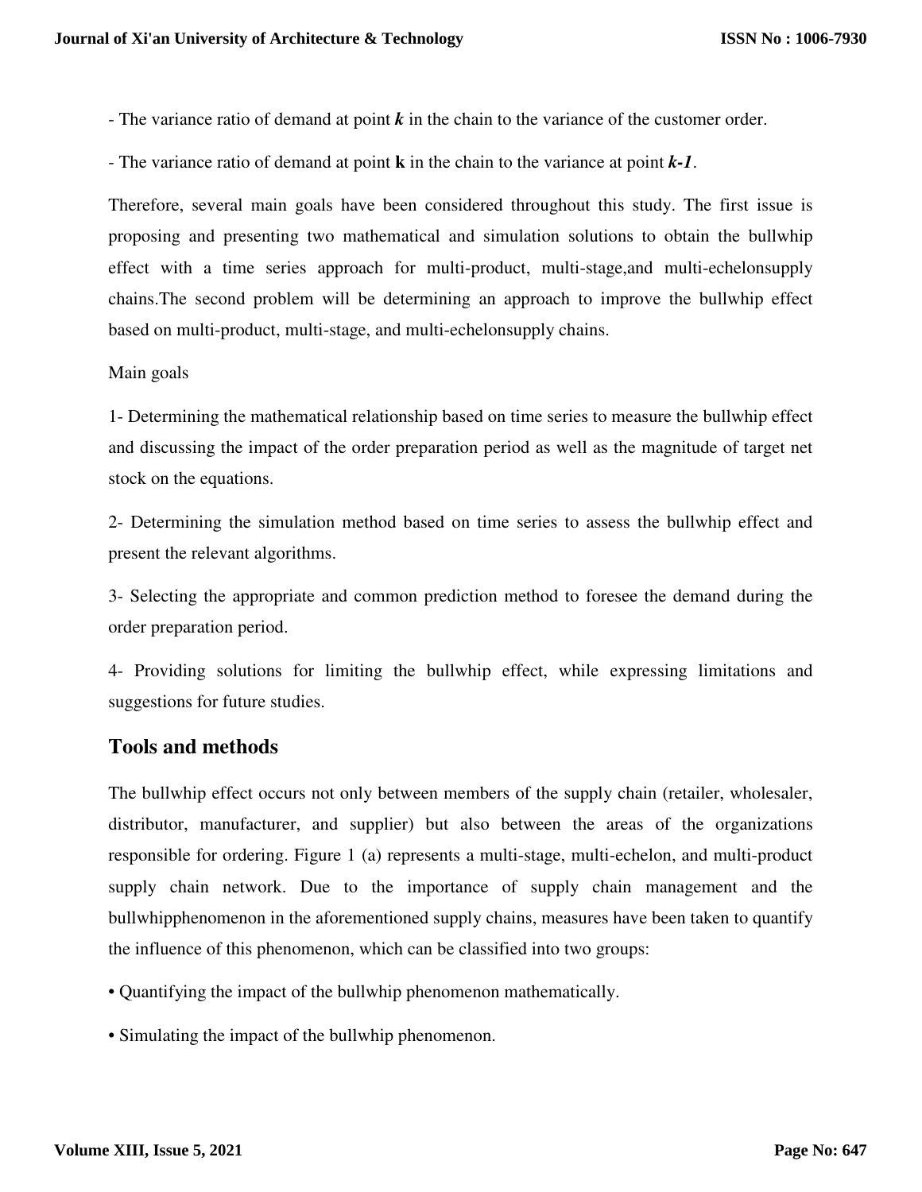- The variance ratio of demand at point $k$ in the chain to the variance of the customer order.

- The variance ratio of demand at point **k** in the chain to the variance at point $k$-*1*.

Therefore, several main goals have been considered throughout this study. The first issue is proposing and presenting two mathematical and simulation solutions to obtain the bullwhip effect with a time series approach for multi-product, multi-stage,and multi-echelonsupply chains.The second problem will be determining an approach to improve the bullwhip effect based on multi-product, multi-stage, and multi-echelonsupply chains.

Main goals

1- Determining the mathematical relationship based on time series to measure the bullwhip effect and discussing the impact of the order preparation period as well as the magnitude of target net stock on the equations.

2- Determining the simulation method based on time series to assess the bullwhip effect and present the relevant algorithms.

3- Selecting the appropriate and common prediction method to foresee the demand during the order preparation period.

4- Providing solutions for limiting the bullwhip effect, while expressing limitations and suggestions for future studies.

## Tools and methods

The bullwhip effect occurs not only between members of the supply chain (retailer, wholesaler, distributor, manufacturer, and supplier) but also between the areas of the organizations responsible for ordering. Figure 1 (a) represents a multi-stage, multi-echelon, and multi-product supply chain network. Due to the importance of supply chain management and the bullwhipphenomenon in the aforementioned supply chains, measures have been taken to quantify the influence of this phenomenon, which can be classified into two groups:

- Quantifying the impact of the bullwhip phenomenon mathematically.
- Simulating the impact of the bullwhip phenomenon.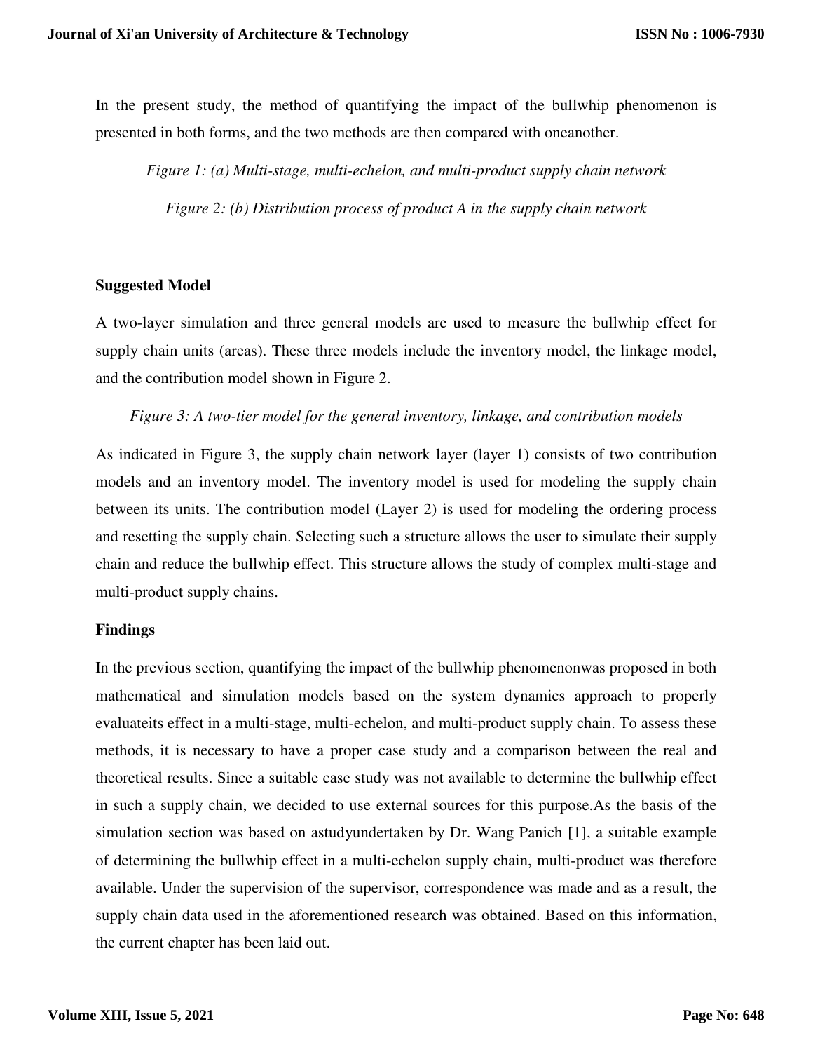In the present study, the method of quantifying the impact of the bullwhip phenomenon is presented in both forms, and the two methods are then compared with oneanother.

*Figure 1: (a) Multi-stage, multi-echelon, and multi-product supply chain network*

*Figure 2: (b) Distribution process of product A in the supply chain network*

## Suggested Model

A two-layer simulation and three general models are used to measure the bullwhip effect for supply chain units (areas). These three models include the inventory model, the linkage model, and the contribution model shown in Figure 2.

*Figure 3: A two-tier model for the general inventory, linkage, and contribution models*

As indicated in Figure 3, the supply chain network layer (layer 1) consists of two contribution models and an inventory model. The inventory model is used for modeling the supply chain between its units. The contribution model (Layer 2) is used for modeling the ordering process and resetting the supply chain. Selecting such a structure allows the user to simulate their supply chain and reduce the bullwhip effect. This structure allows the study of complex multi-stage and multi-product supply chains.

## Findings

In the previous section, quantifying the impact of the bullwhip phenomenonwas proposed in both mathematical and simulation models based on the system dynamics approach to properly evaluateits effect in a multi-stage, multi-echelon, and multi-product supply chain. To assess these methods, it is necessary to have a proper case study and a comparison between the real and theoretical results. Since a suitable case study was not available to determine the bullwhip effect in such a supply chain, we decided to use external sources for this purpose.As the basis of the simulation section was based on astudyundertaken by Dr. Wang Panich [1], a suitable example of determining the bullwhip effect in a multi-echelon supply chain, multi-product was therefore available. Under the supervision of the supervisor, correspondence was made and as a result, the supply chain data used in the aforementioned research was obtained. Based on this information, the current chapter has been laid out.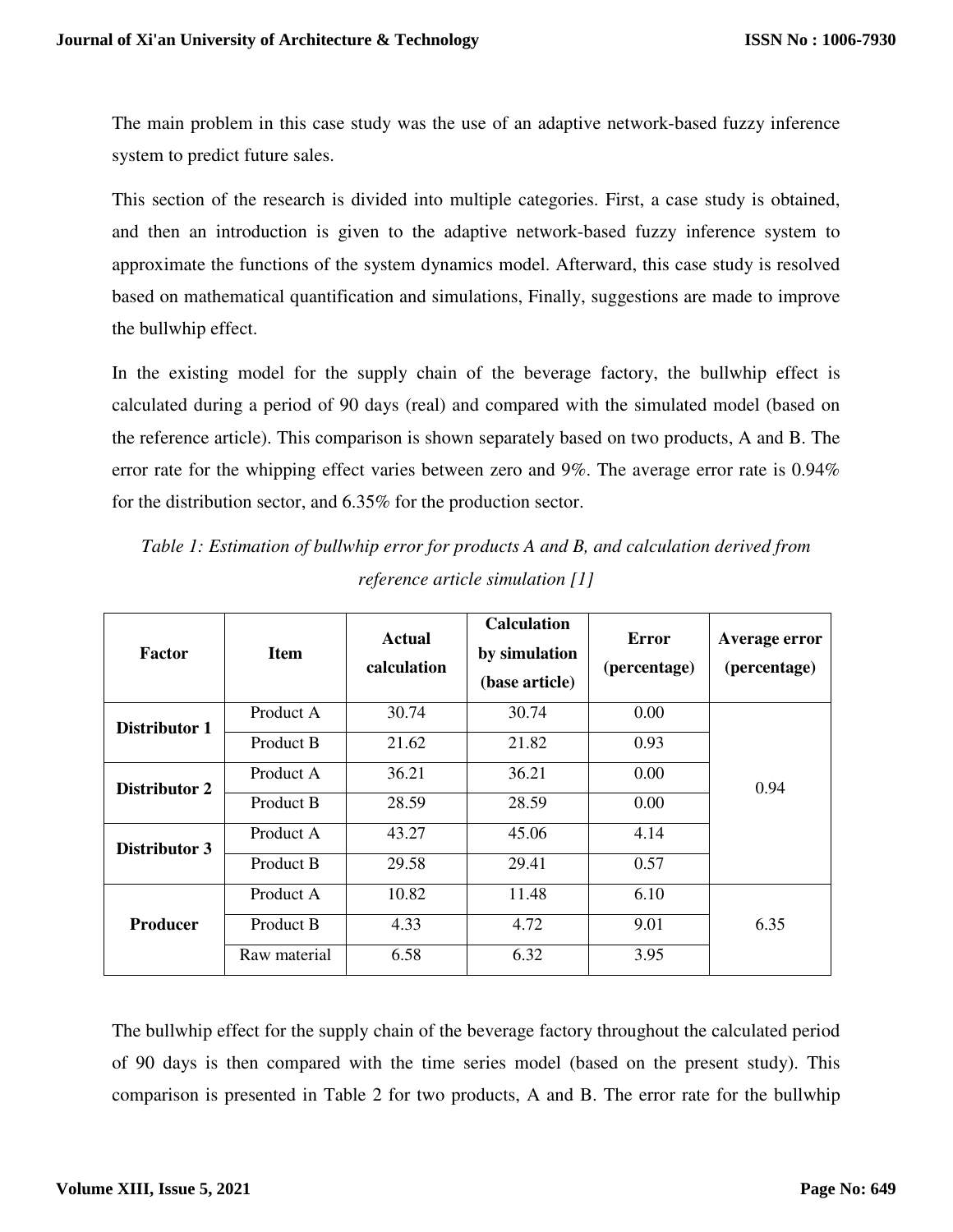The main problem in this case study was the use of an adaptive network-based fuzzy inference system to predict future sales.

This section of the research is divided into multiple categories. First, a case study is obtained, and then an introduction is given to the adaptive network-based fuzzy inference system to approximate the functions of the system dynamics model. Afterward, this case study is resolved based on mathematical quantification and simulations, Finally, suggestions are made to improve the bullwhip effect.

In the existing model for the supply chain of the beverage factory, the bullwhip effect is calculated during a period of 90 days (real) and compared with the simulated model (based on the reference article). This comparison is shown separately based on two products, A and B. The error rate for the whipping effect varies between zero and 9%. The average error rate is 0.94% for the distribution sector, and 6.35% for the production sector.

*Table 1: Estimation of bullwhip error for products A and B, and calculation derived from reference article simulation [1]*

| Factor | Item | Actual calculation | Calculation by simulation (base article) | Error (percentage) | Average error (percentage) |
|---|---|---|---|---|---|
| **Distributor 1** | Product A | 30.74 | 30.74 | 0.00 | 0.94 |
| | Product B | 21.62 | 21.82 | 0.93 | |
| **Distributor 2** | Product A | 36.21 | 36.21 | 0.00 | |
| | Product B | 28.59 | 28.59 | 0.00 | |
| **Distributor 3** | Product A | 43.27 | 45.06 | 4.14 | |
| | Product B | 29.58 | 29.41 | 0.57 | |
| **Producer** | Product A | 10.82 | 11.48 | 6.10 | 6.35 |
| | Product B | 4.33 | 4.72 | 9.01 | |
| | Raw material | 6.58 | 6.32 | 3.95 | |

The bullwhip effect for the supply chain of the beverage factory throughout the calculated period of 90 days is then compared with the time series model (based on the present study). This comparison is presented in Table 2 for two products, A and B. The error rate for the bullwhip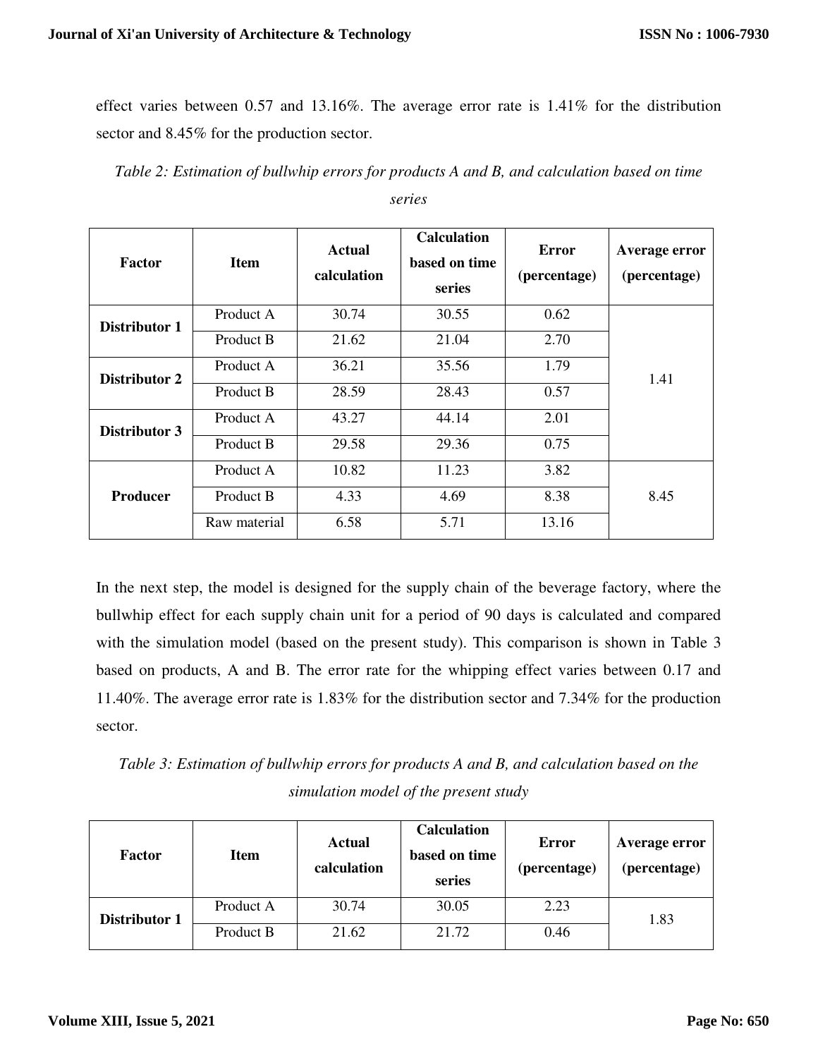effect varies between 0.57 and 13.16%. The average error rate is 1.41% for the distribution sector and 8.45% for the production sector.

*Table 2: Estimation of bullwhip errors for products A and B, and calculation based on time series*

| Factor | Item | Actual calculation | Calculation based on time series | Error (percentage) | Average error (percentage) |
|---|---|---|---|---|---|
| **Distributor 1** | Product A | 30.74 | 30.55 | 0.62 | 1.41 |
| | Product B | 21.62 | 21.04 | 2.70 | |
| **Distributor 2** | Product A | 36.21 | 35.56 | 1.79 | |
| | Product B | 28.59 | 28.43 | 0.57 | |
| **Distributor 3** | Product A | 43.27 | 44.14 | 2.01 | |
| | Product B | 29.58 | 29.36 | 0.75 | |
| **Producer** | Product A | 10.82 | 11.23 | 3.82 | 8.45 |
| | Product B | 4.33 | 4.69 | 8.38 | |
| | Raw material | 6.58 | 5.71 | 13.16 | |

In the next step, the model is designed for the supply chain of the beverage factory, where the bullwhip effect for each supply chain unit for a period of 90 days is calculated and compared with the simulation model (based on the present study). This comparison is shown in Table 3 based on products, A and B. The error rate for the whipping effect varies between 0.17 and 11.40%. The average error rate is 1.83% for the distribution sector and 7.34% for the production sector.

*Table 3: Estimation of bullwhip errors for products A and B, and calculation based on the simulation model of the present study*

| Factor | Item | Actual calculation | Calculation based on time series | Error (percentage) | Average error (percentage) |
|---|---|---|---|---|---|
| **Distributor 1** | Product A | 30.74 | 30.05 | 2.23 | 1.83 |
| | Product B | 21.62 | 21.72 | 0.46 | |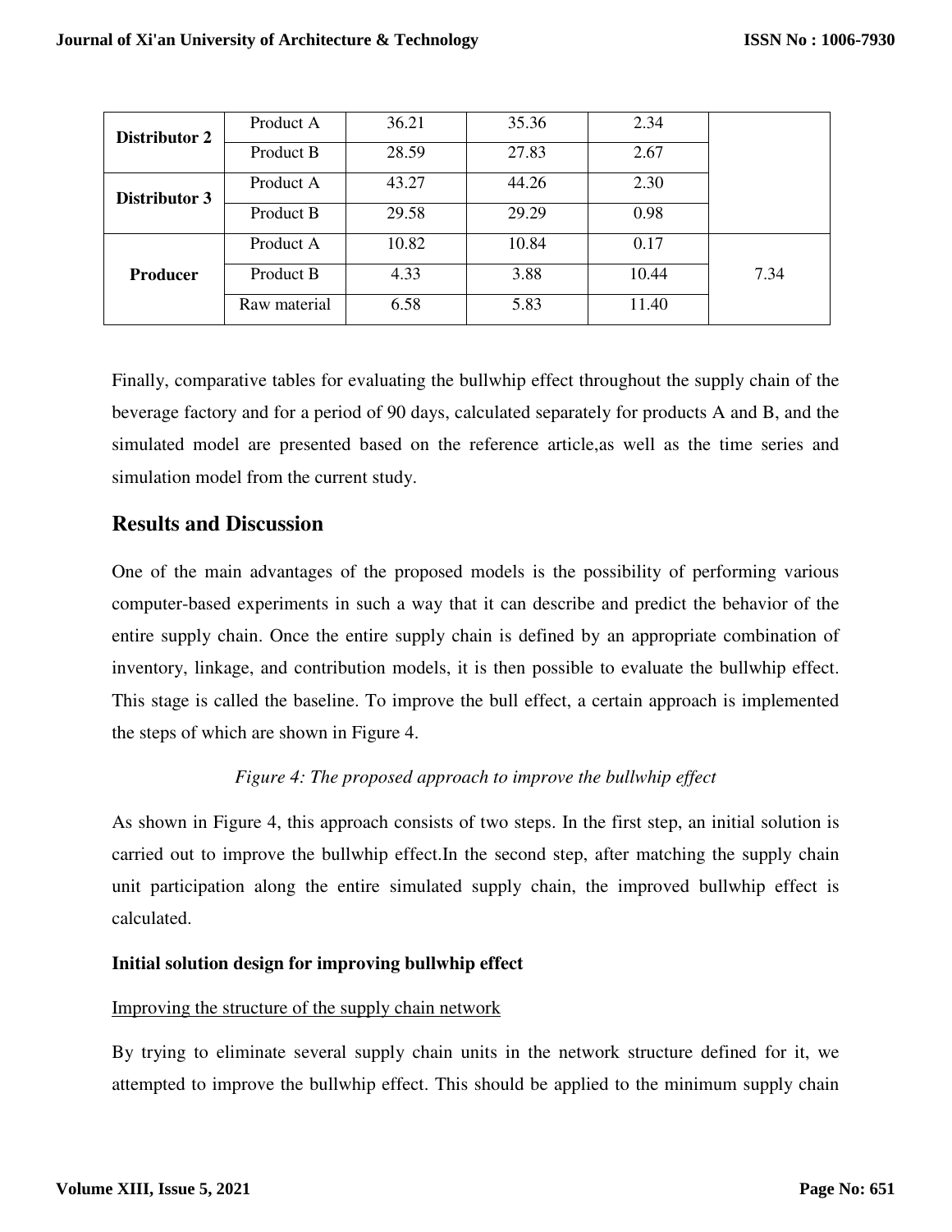| Distributor 2 | Product A | 36.21 | 35.36 | 2.34 | |
|---|---|---|---|---|---|
| | Product B | 28.59 | 27.83 | 2.67 | |
| Distributor 3 | Product A | 43.27 | 44.26 | 2.30 | |
| | Product B | 29.58 | 29.29 | 0.98 | |
| Producer | Product A | 10.82 | 10.84 | 0.17 | 7.34 |
| | Product B | 4.33 | 3.88 | 10.44 | |
| | Raw material | 6.58 | 5.83 | 11.40 | |

Finally, comparative tables for evaluating the bullwhip effect throughout the supply chain of the beverage factory and for a period of 90 days, calculated separately for products A and B, and the simulated model are presented based on the reference article,as well as the time series and simulation model from the current study.

## Results and Discussion

One of the main advantages of the proposed models is the possibility of performing various computer-based experiments in such a way that it can describe and predict the behavior of the entire supply chain. Once the entire supply chain is defined by an appropriate combination of inventory, linkage, and contribution models, it is then possible to evaluate the bullwhip effect. This stage is called the baseline. To improve the bull effect, a certain approach is implemented the steps of which are shown in Figure 4.

*Figure 4: The proposed approach to improve the bullwhip effect*

As shown in Figure 4, this approach consists of two steps. In the first step, an initial solution is carried out to improve the bullwhip effect.In the second step, after matching the supply chain unit participation along the entire simulated supply chain, the improved bullwhip effect is calculated.

### Initial solution design for improving bullwhip effect

Improving the structure of the supply chain network

By trying to eliminate several supply chain units in the network structure defined for it, we attempted to improve the bullwhip effect. This should be applied to the minimum supply chain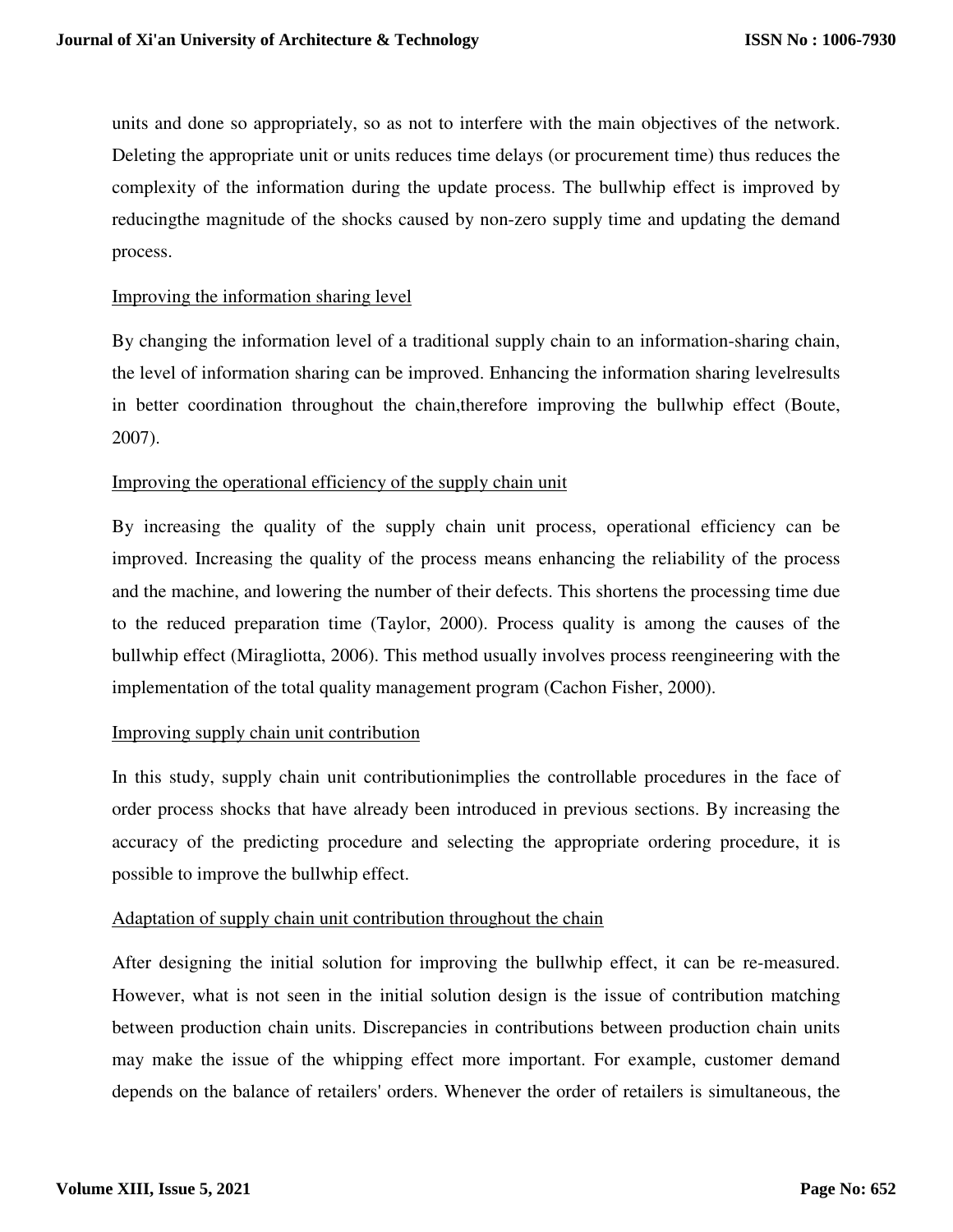units and done so appropriately, so as not to interfere with the main objectives of the network. Deleting the appropriate unit or units reduces time delays (or procurement time) thus reduces the complexity of the information during the update process. The bullwhip effect is improved by reducingthe magnitude of the shocks caused by non-zero supply time and updating the demand process.

Improving the information sharing level

By changing the information level of a traditional supply chain to an information-sharing chain, the level of information sharing can be improved. Enhancing the information sharing levelresults in better coordination throughout the chain,therefore improving the bullwhip effect (Boute, 2007).

Improving the operational efficiency of the supply chain unit

By increasing the quality of the supply chain unit process, operational efficiency can be improved. Increasing the quality of the process means enhancing the reliability of the process and the machine, and lowering the number of their defects. This shortens the processing time due to the reduced preparation time (Taylor, 2000). Process quality is among the causes of the bullwhip effect (Miragliotta, 2006). This method usually involves process reengineering with the implementation of the total quality management program (Cachon Fisher, 2000).

Improving supply chain unit contribution

In this study, supply chain unit contributionimplies the controllable procedures in the face of order process shocks that have already been introduced in previous sections. By increasing the accuracy of the predicting procedure and selecting the appropriate ordering procedure, it is possible to improve the bullwhip effect.

Adaptation of supply chain unit contribution throughout the chain

After designing the initial solution for improving the bullwhip effect, it can be re-measured. However, what is not seen in the initial solution design is the issue of contribution matching between production chain units. Discrepancies in contributions between production chain units may make the issue of the whipping effect more important. For example, customer demand depends on the balance of retailers' orders. Whenever the order of retailers is simultaneous, the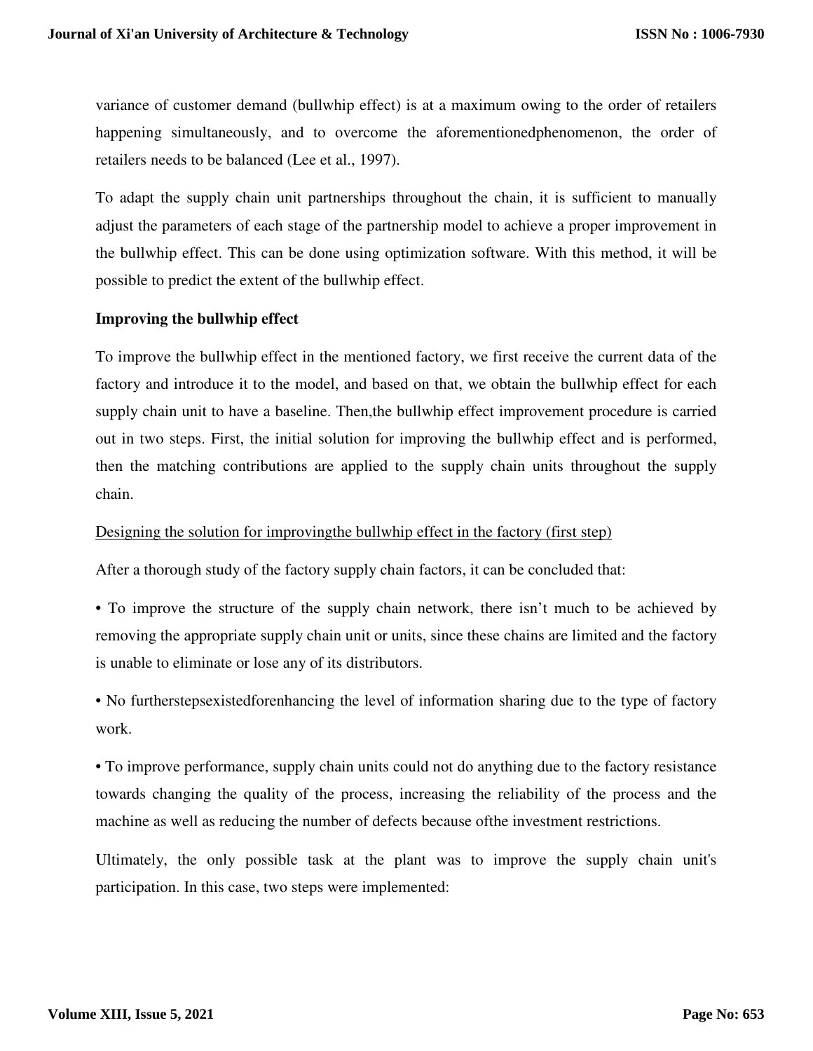variance of customer demand (bullwhip effect) is at a maximum owing to the order of retailers happening simultaneously, and to overcome the aforementionedphenomenon, the order of retailers needs to be balanced (Lee et al., 1997).

To adapt the supply chain unit partnerships throughout the chain, it is sufficient to manually adjust the parameters of each stage of the partnership model to achieve a proper improvement in the bullwhip effect. This can be done using optimization software. With this method, it will be possible to predict the extent of the bullwhip effect.

**Improving the bullwhip effect**

To improve the bullwhip effect in the mentioned factory, we first receive the current data of the factory and introduce it to the model, and based on that, we obtain the bullwhip effect for each supply chain unit to have a baseline. Then,the bullwhip effect improvement procedure is carried out in two steps. First, the initial solution for improving the bullwhip effect and is performed, then the matching contributions are applied to the supply chain units throughout the supply chain.

<u>Designing the solution for improvingthe bullwhip effect in the factory (first step)</u>

After a thorough study of the factory supply chain factors, it can be concluded that:

• To improve the structure of the supply chain network, there isn't much to be achieved by removing the appropriate supply chain unit or units, since these chains are limited and the factory is unable to eliminate or lose any of its distributors.

• No furtherstepsexistedforenhancing the level of information sharing due to the type of factory work.

• To improve performance, supply chain units could not do anything due to the factory resistance towards changing the quality of the process, increasing the reliability of the process and the machine as well as reducing the number of defects because ofthe investment restrictions.

Ultimately, the only possible task at the plant was to improve the supply chain unit's participation. In this case, two steps were implemented: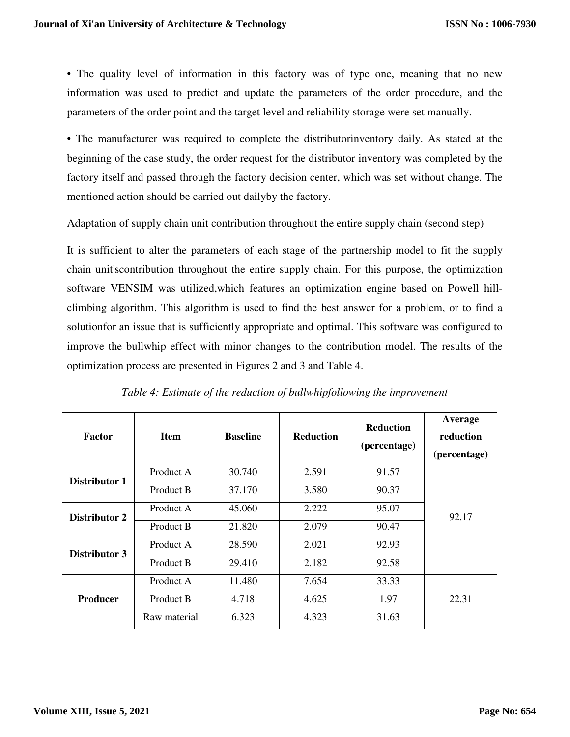• The quality level of information in this factory was of type one, meaning that no new information was used to predict and update the parameters of the order procedure, and the parameters of the order point and the target level and reliability storage were set manually.

• The manufacturer was required to complete the distributorinventory daily. As stated at the beginning of the case study, the order request for the distributor inventory was completed by the factory itself and passed through the factory decision center, which was set without change. The mentioned action should be carried out dailyby the factory.

<u>Adaptation of supply chain unit contribution throughout the entire supply chain (second step)</u>

It is sufficient to alter the parameters of each stage of the partnership model to fit the supply chain unit'scontribution throughout the entire supply chain. For this purpose, the optimization software VENSIM was utilized,which features an optimization engine based on Powell hill-climbing algorithm. This algorithm is used to find the best answer for a problem, or to find a solutionfor an issue that is sufficiently appropriate and optimal. This software was configured to improve the bullwhip effect with minor changes to the contribution model. The results of the optimization process are presented in Figures 2 and 3 and Table 4.

*Table 4: Estimate of the reduction of bullwhipfollowing the improvement*

| Factor | Item | Baseline | Reduction | Reduction (percentage) | Average reduction (percentage) |
|---|---|---|---|---|---|
| **Distributor 1** | Product A | 30.740 | 2.591 | 91.57 | 92.17 |
| | Product B | 37.170 | 3.580 | 90.37 | |
| **Distributor 2** | Product A | 45.060 | 2.222 | 95.07 | |
| | Product B | 21.820 | 2.079 | 90.47 | |
| **Distributor 3** | Product A | 28.590 | 2.021 | 92.93 | |
| | Product B | 29.410 | 2.182 | 92.58 | |
| **Producer** | Product A | 11.480 | 7.654 | 33.33 | 22.31 |
| | Product B | 4.718 | 4.625 | 1.97 | |
| | Raw material | 6.323 | 4.323 | 31.63 | |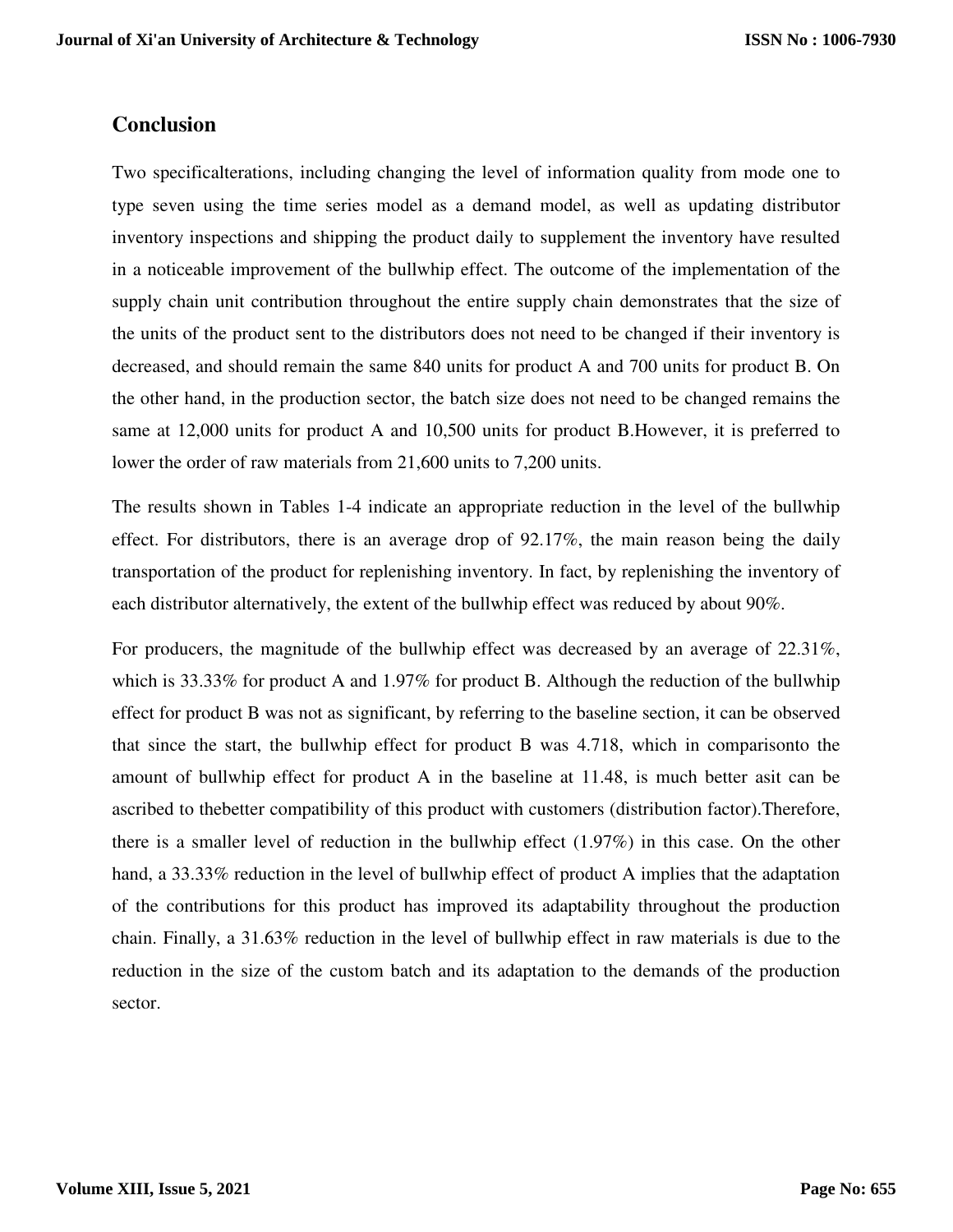## Conclusion

Two specificalterations, including changing the level of information quality from mode one to type seven using the time series model as a demand model, as well as updating distributor inventory inspections and shipping the product daily to supplement the inventory have resulted in a noticeable improvement of the bullwhip effect. The outcome of the implementation of the supply chain unit contribution throughout the entire supply chain demonstrates that the size of the units of the product sent to the distributors does not need to be changed if their inventory is decreased, and should remain the same 840 units for product A and 700 units for product B. On the other hand, in the production sector, the batch size does not need to be changed remains the same at 12,000 units for product A and 10,500 units for product B.However, it is preferred to lower the order of raw materials from 21,600 units to 7,200 units.

The results shown in Tables 1-4 indicate an appropriate reduction in the level of the bullwhip effect. For distributors, there is an average drop of 92.17%, the main reason being the daily transportation of the product for replenishing inventory. In fact, by replenishing the inventory of each distributor alternatively, the extent of the bullwhip effect was reduced by about 90%.

For producers, the magnitude of the bullwhip effect was decreased by an average of 22.31%, which is 33.33% for product A and 1.97% for product B. Although the reduction of the bullwhip effect for product B was not as significant, by referring to the baseline section, it can be observed that since the start, the bullwhip effect for product B was 4.718, which in comparisonto the amount of bullwhip effect for product A in the baseline at 11.48, is much better asit can be ascribed to thebetter compatibility of this product with customers (distribution factor).Therefore, there is a smaller level of reduction in the bullwhip effect (1.97%) in this case. On the other hand, a 33.33% reduction in the level of bullwhip effect of product A implies that the adaptation of the contributions for this product has improved its adaptability throughout the production chain. Finally, a 31.63% reduction in the level of bullwhip effect in raw materials is due to the reduction in the size of the custom batch and its adaptation to the demands of the production sector.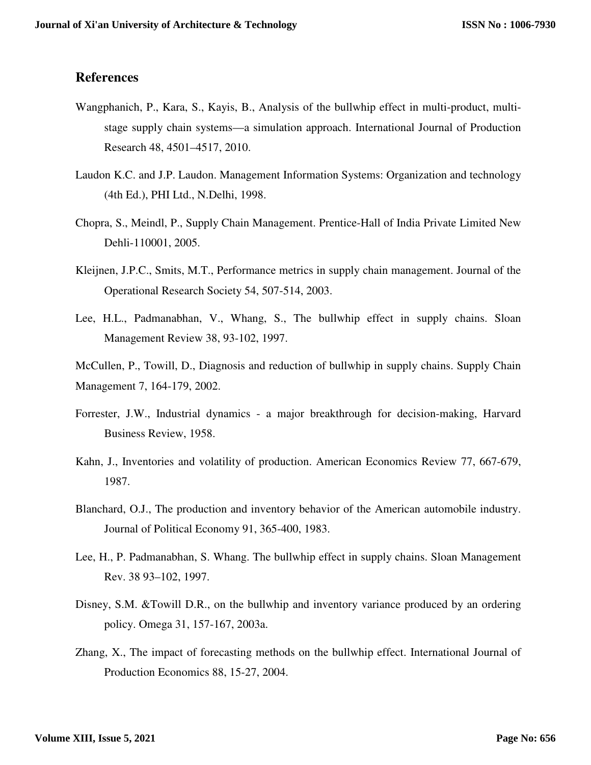## References

Wangphanich, P., Kara, S., Kayis, B., Analysis of the bullwhip effect in multi-product, multi-stage supply chain systems—a simulation approach. International Journal of Production Research 48, 4501–4517, 2010.

Laudon K.C. and J.P. Laudon. Management Information Systems: Organization and technology (4th Ed.), PHI Ltd., N.Delhi, 1998.

Chopra, S., Meindl, P., Supply Chain Management. Prentice-Hall of India Private Limited New Dehli-110001, 2005.

Kleijnen, J.P.C., Smits, M.T., Performance metrics in supply chain management. Journal of the Operational Research Society 54, 507-514, 2003.

Lee, H.L., Padmanabhan, V., Whang, S., The bullwhip effect in supply chains. Sloan Management Review 38, 93-102, 1997.

McCullen, P., Towill, D., Diagnosis and reduction of bullwhip in supply chains. Supply Chain Management 7, 164-179, 2002.

Forrester, J.W., Industrial dynamics - a major breakthrough for decision-making, Harvard Business Review, 1958.

Kahn, J., Inventories and volatility of production. American Economics Review 77, 667-679, 1987.

Blanchard, O.J., The production and inventory behavior of the American automobile industry. Journal of Political Economy 91, 365-400, 1983.

Lee, H., P. Padmanabhan, S. Whang. The bullwhip effect in supply chains. Sloan Management Rev. 38 93–102, 1997.

Disney, S.M. &Towill D.R., on the bullwhip and inventory variance produced by an ordering policy. Omega 31, 157-167, 2003a.

Zhang, X., The impact of forecasting methods on the bullwhip effect. International Journal of Production Economics 88, 15-27, 2004.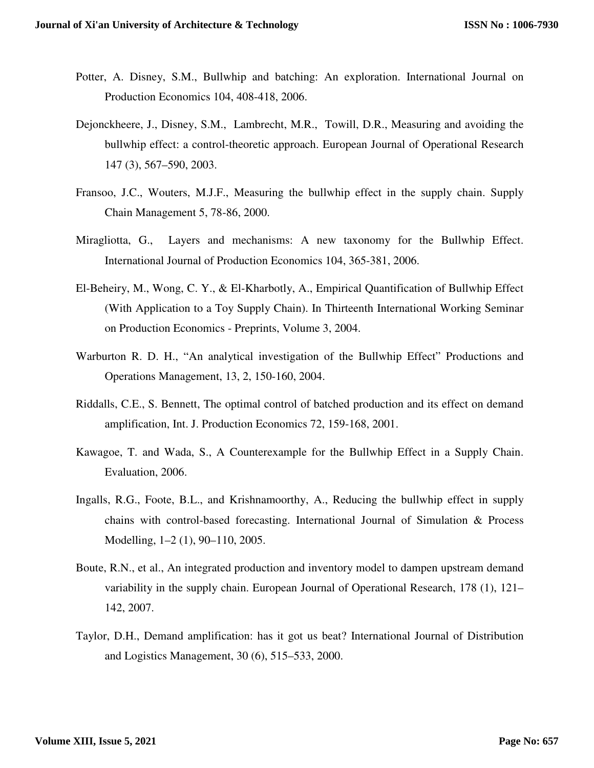Potter, A. Disney, S.M., Bullwhip and batching: An exploration. International Journal on Production Economics 104, 408-418, 2006.

Dejonckheere, J., Disney, S.M., Lambrecht, M.R., Towill, D.R., Measuring and avoiding the bullwhip effect: a control-theoretic approach. European Journal of Operational Research 147 (3), 567–590, 2003.

Fransoo, J.C., Wouters, M.J.F., Measuring the bullwhip effect in the supply chain. Supply Chain Management 5, 78-86, 2000.

Miragliotta, G., Layers and mechanisms: A new taxonomy for the Bullwhip Effect. International Journal of Production Economics 104, 365-381, 2006.

El-Beheiry, M., Wong, C. Y., & El-Kharbotly, A., Empirical Quantification of Bullwhip Effect (With Application to a Toy Supply Chain). In Thirteenth International Working Seminar on Production Economics - Preprints, Volume 3, 2004.

Warburton R. D. H., "An analytical investigation of the Bullwhip Effect" Productions and Operations Management, 13, 2, 150-160, 2004.

Riddalls, C.E., S. Bennett, The optimal control of batched production and its effect on demand amplification, Int. J. Production Economics 72, 159-168, 2001.

Kawagoe, T. and Wada, S., A Counterexample for the Bullwhip Effect in a Supply Chain. Evaluation, 2006.

Ingalls, R.G., Foote, B.L., and Krishnamoorthy, A., Reducing the bullwhip effect in supply chains with control-based forecasting. International Journal of Simulation & Process Modelling, 1–2 (1), 90–110, 2005.

Boute, R.N., et al., An integrated production and inventory model to dampen upstream demand variability in the supply chain. European Journal of Operational Research, 178 (1), 121–142, 2007.

Taylor, D.H., Demand amplification: has it got us beat? International Journal of Distribution and Logistics Management, 30 (6), 515–533, 2000.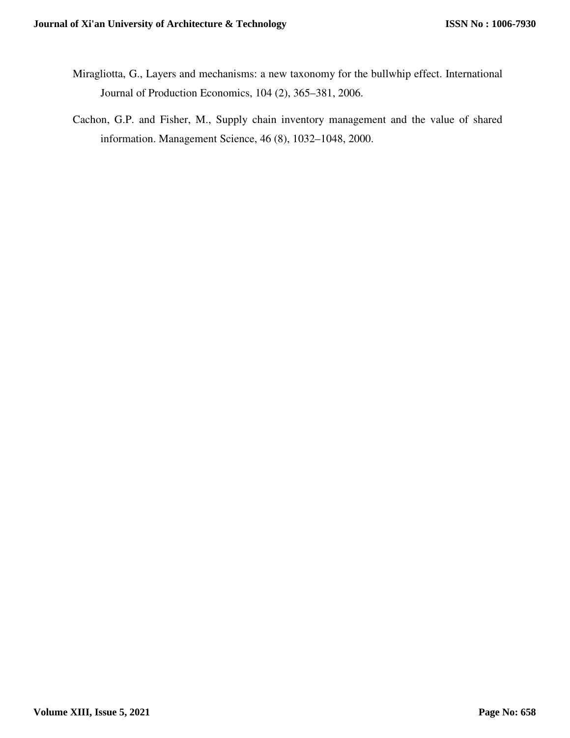Miragliotta, G., Layers and mechanisms: a new taxonomy for the bullwhip effect. International Journal of Production Economics, 104 (2), 365–381, 2006.

Cachon, G.P. and Fisher, M., Supply chain inventory management and the value of shared information. Management Science, 46 (8), 1032–1048, 2000.